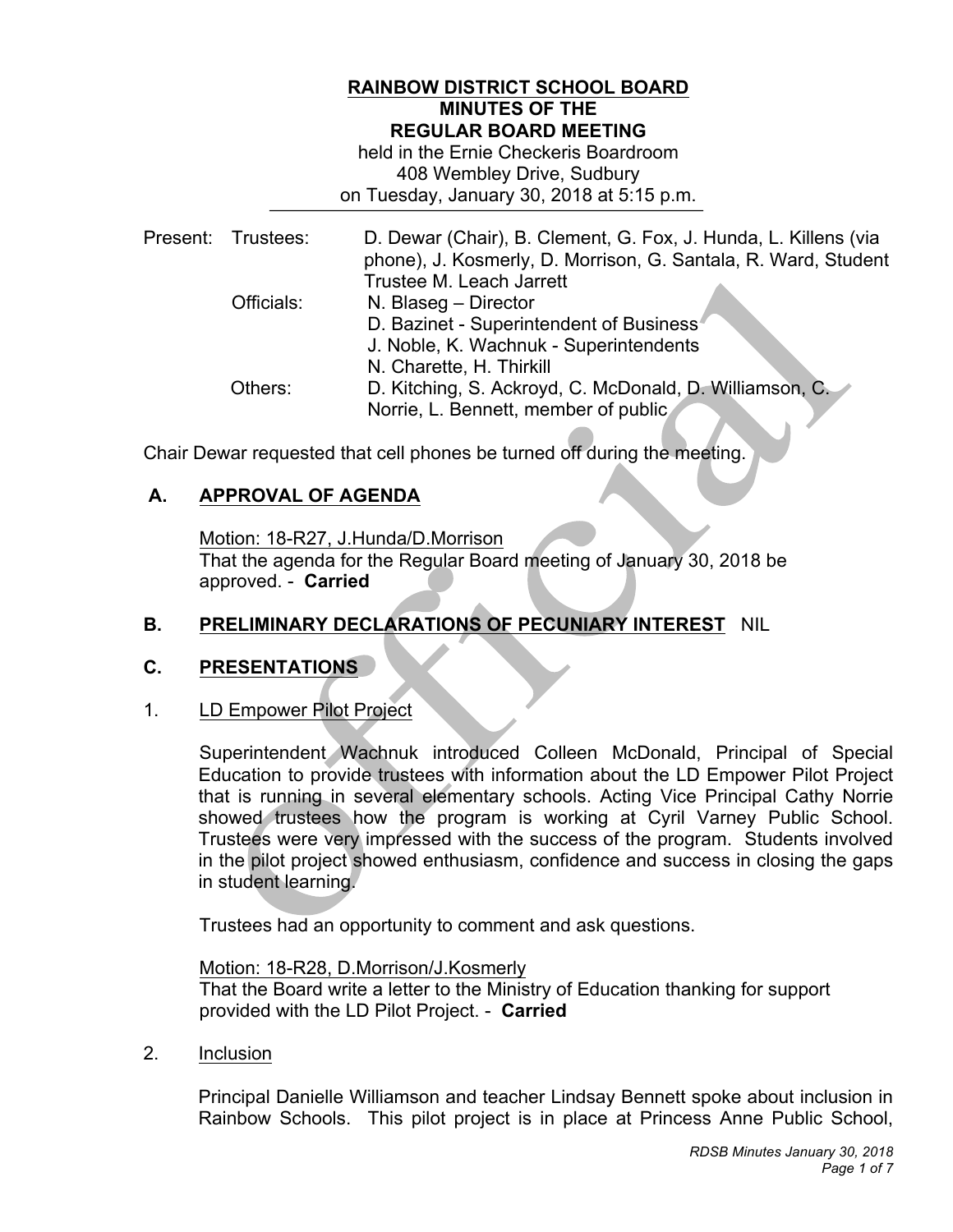# RAINBOW DISTRICT SCHOOL BOARD
## MINUTES OF THE
## REGULAR BOARD MEETING

held in the Ernie Checkeris Boardroom
408 Wembley Drive, Sudbury
on Tuesday, January 30, 2018 at 5:15 p.m.

| Present: | | |
|---|---|---|
| | Trustees: | D. Dewar (Chair), B. Clement, G. Fox, J. Hunda, L. Killens (via phone), J. Kosmerly, D. Morrison, G. Santala, R. Ward, Student Trustee M. Leach Jarrett |
| | Officials: | N. Blaseg – Director<br>D. Bazinet - Superintendent of Business<br>J. Noble, K. Wachnuk - Superintendents<br>N. Charette, H. Thirkill |
| | Others: | D. Kitching, S. Ackroyd, C. McDonald, D. Williamson, C. Norrie, L. Bennett, member of public |

Chair Dewar requested that cell phones be turned off during the meeting.

## A. APPROVAL OF AGENDA

Motion: 18-R27, J.Hunda/D.Morrison
That the agenda for the Regular Board meeting of January 30, 2018 be approved. - **Carried**

## B. PRELIMINARY DECLARATIONS OF PECUNIARY INTEREST NIL

## C. PRESENTATIONS

1. LD Empower Pilot Project

Superintendent Wachnuk introduced Colleen McDonald, Principal of Special Education to provide trustees with information about the LD Empower Pilot Project that is running in several elementary schools. Acting Vice Principal Cathy Norrie showed trustees how the program is working at Cyril Varney Public School. Trustees were very impressed with the success of the program. Students involved in the pilot project showed enthusiasm, confidence and success in closing the gaps in student learning.

Trustees had an opportunity to comment and ask questions.

Motion: 18-R28, D.Morrison/J.Kosmerly
That the Board write a letter to the Ministry of Education thanking for support provided with the LD Pilot Project. - **Carried**

2. Inclusion

Principal Danielle Williamson and teacher Lindsay Bennett spoke about inclusion in Rainbow Schools. This pilot project is in place at Princess Anne Public School,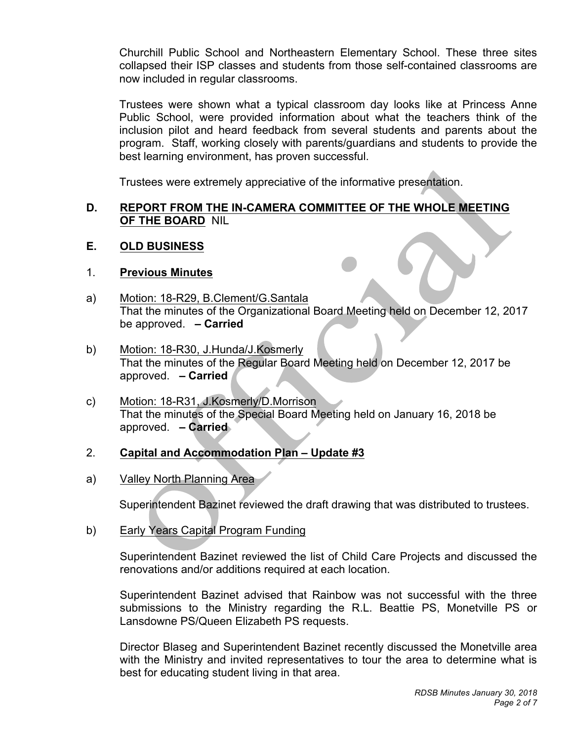Churchill Public School and Northeastern Elementary School. These three sites collapsed their ISP classes and students from those self-contained classrooms are now included in regular classrooms.

Trustees were shown what a typical classroom day looks like at Princess Anne Public School, were provided information about what the teachers think of the inclusion pilot and heard feedback from several students and parents about the program. Staff, working closely with parents/guardians and students to provide the best learning environment, has proven successful.

Trustees were extremely appreciative of the informative presentation.

**D. REPORT FROM THE IN-CAMERA COMMITTEE OF THE WHOLE MEETING OF THE BOARD** NIL

**E. OLD BUSINESS**

1. **Previous Minutes**

a) Motion: 18-R29, B.Clement/G.Santala
That the minutes of the Organizational Board Meeting held on December 12, 2017 be approved. **– Carried**

b) Motion: 18-R30, J.Hunda/J.Kosmerly
That the minutes of the Regular Board Meeting held on December 12, 2017 be approved. **– Carried**

c) Motion: 18-R31, J.Kosmerly/D.Morrison
That the minutes of the Special Board Meeting held on January 16, 2018 be approved. **– Carried**

2. **Capital and Accommodation Plan – Update #3**

a) Valley North Planning Area

Superintendent Bazinet reviewed the draft drawing that was distributed to trustees.

b) Early Years Capital Program Funding

Superintendent Bazinet reviewed the list of Child Care Projects and discussed the renovations and/or additions required at each location.

Superintendent Bazinet advised that Rainbow was not successful with the three submissions to the Ministry regarding the R.L. Beattie PS, Monetville PS or Lansdowne PS/Queen Elizabeth PS requests.

Director Blaseg and Superintendent Bazinet recently discussed the Monetville area with the Ministry and invited representatives to tour the area to determine what is best for educating student living in that area.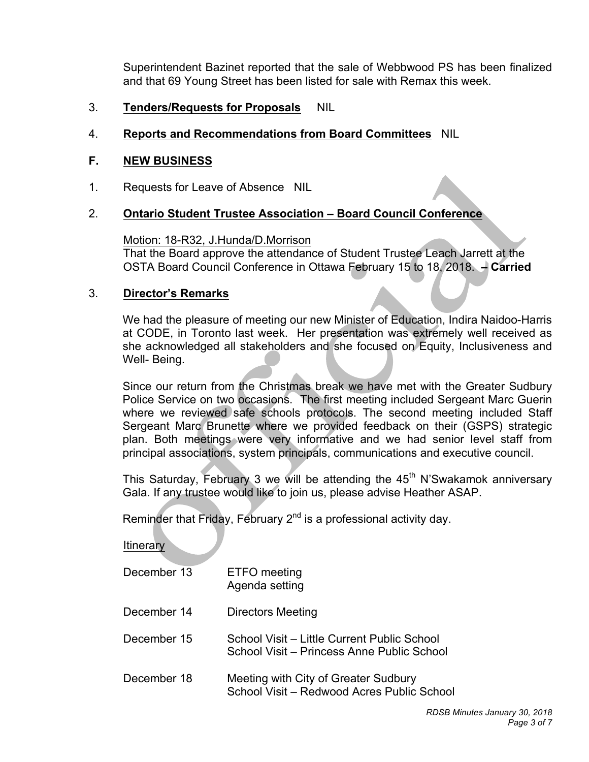Superintendent Bazinet reported that the sale of Webbwood PS has been finalized and that 69 Young Street has been listed for sale with Remax this week.

3. **Tenders/Requests for Proposals** NIL

4. **Reports and Recommendations from Board Committees** NIL

## F. NEW BUSINESS

1. Requests for Leave of Absence NIL

2. **Ontario Student Trustee Association – Board Council Conference**

   Motion: 18-R32, J.Hunda/D.Morrison
   That the Board approve the attendance of Student Trustee Leach Jarrett at the OSTA Board Council Conference in Ottawa February 15 to 18, 2018. **– Carried**

3. **Director's Remarks**

   We had the pleasure of meeting our new Minister of Education, Indira Naidoo-Harris at CODE, in Toronto last week. Her presentation was extremely well received as she acknowledged all stakeholders and she focused on Equity, Inclusiveness and Well- Being.

   Since our return from the Christmas break we have met with the Greater Sudbury Police Service on two occasions. The first meeting included Sergeant Marc Guerin where we reviewed safe schools protocols. The second meeting included Staff Sergeant Marc Brunette where we provided feedback on their (GSPS) strategic plan. Both meetings were very informative and we had senior level staff from principal associations, system principals, communications and executive council.

   This Saturday, February 3 we will be attending the 45th N'Swakamok anniversary Gala. If any trustee would like to join us, please advise Heather ASAP.

   Reminder that Friday, February 2nd is a professional activity day.

   Itinerary

   | | |
   |---|---|
   | December 13 | ETFO meeting<br>Agenda setting |
   | December 14 | Directors Meeting |
   | December 15 | School Visit – Little Current Public School<br>School Visit – Princess Anne Public School |
   | December 18 | Meeting with City of Greater Sudbury<br>School Visit – Redwood Acres Public School |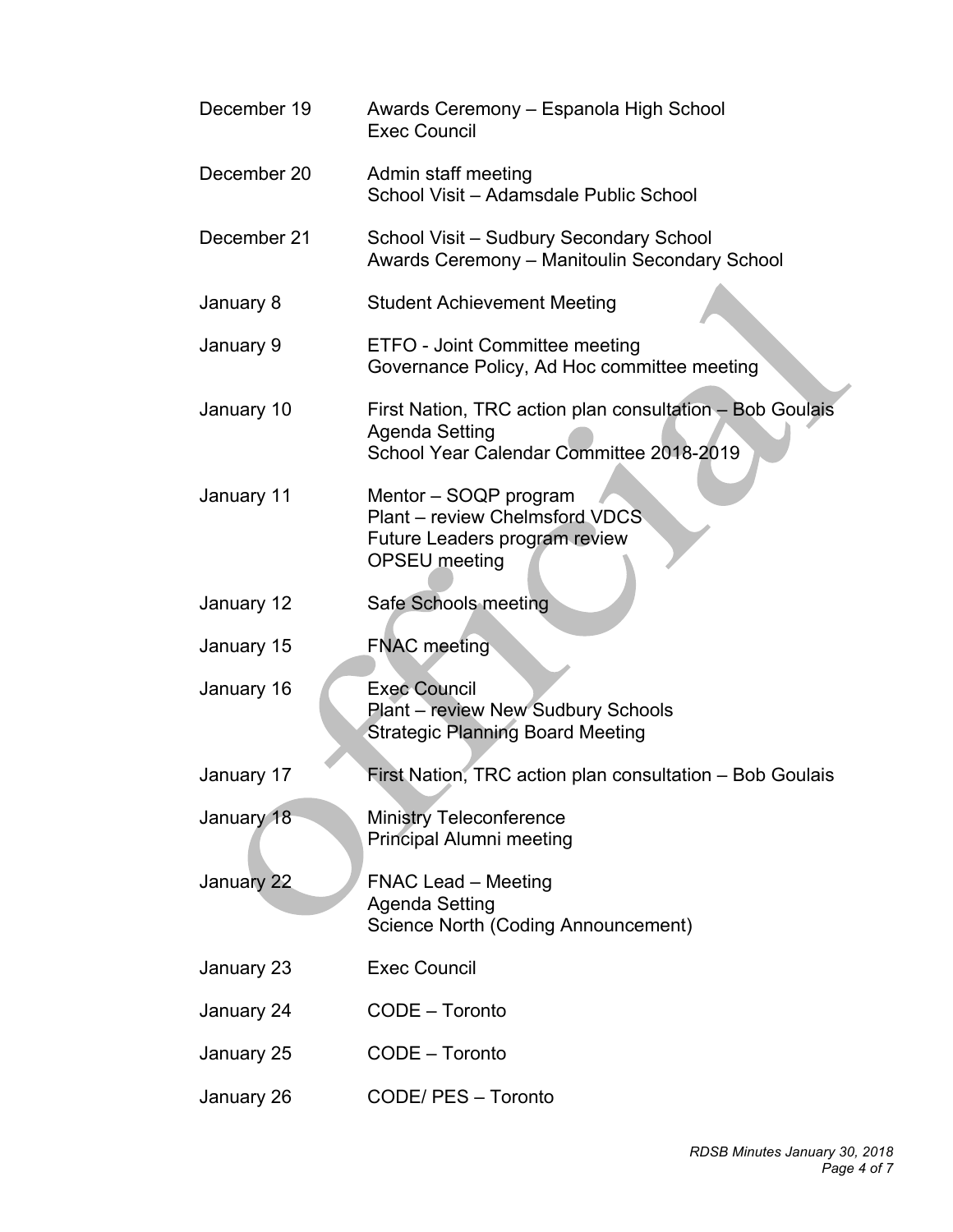| | |
|---|---|
| December 19 | Awards Ceremony – Espanola High School<br>Exec Council |
| December 20 | Admin staff meeting<br>School Visit – Adamsdale Public School |
| December 21 | School Visit – Sudbury Secondary School<br>Awards Ceremony – Manitoulin Secondary School |
| January 8 | Student Achievement Meeting |
| January 9 | ETFO - Joint Committee meeting<br>Governance Policy, Ad Hoc committee meeting |
| January 10 | First Nation, TRC action plan consultation – Bob Goulais<br>Agenda Setting<br>School Year Calendar Committee 2018-2019 |
| January 11 | Mentor – SOQP program<br>Plant – review Chelmsford VDCS<br>Future Leaders program review<br>OPSEU meeting |
| January 12 | Safe Schools meeting |
| January 15 | FNAC meeting |
| January 16 | Exec Council<br>Plant – review New Sudbury Schools<br>Strategic Planning Board Meeting |
| January 17 | First Nation, TRC action plan consultation – Bob Goulais |
| January 18 | Ministry Teleconference<br>Principal Alumni meeting |
| January 22 | FNAC Lead – Meeting<br>Agenda Setting<br>Science North (Coding Announcement) |
| January 23 | Exec Council |
| January 24 | CODE – Toronto |
| January 25 | CODE – Toronto |
| January 26 | CODE/ PES – Toronto |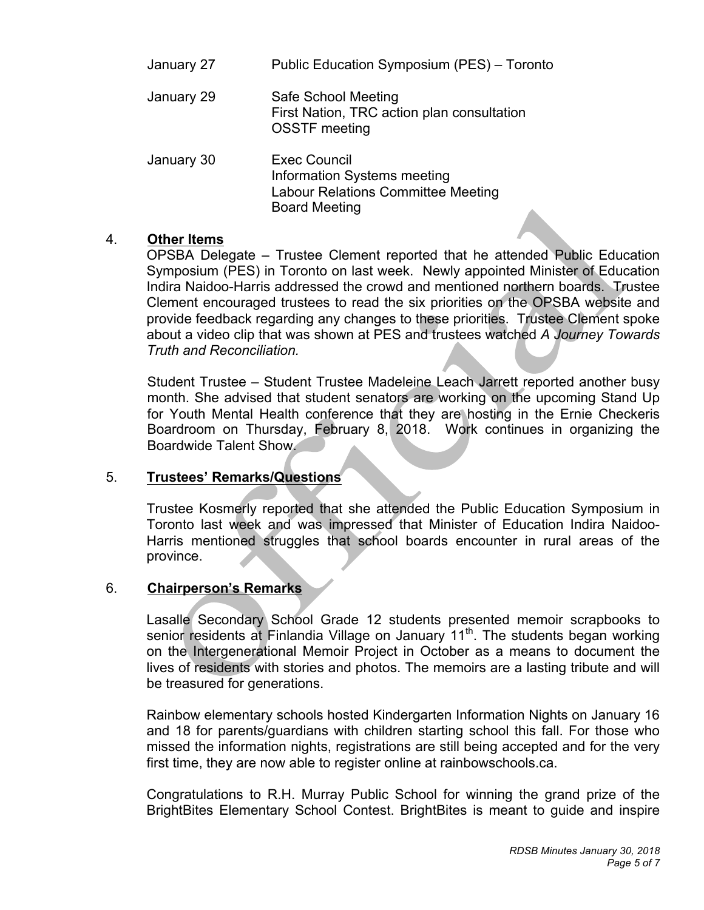| | |
|---|---|
| January 27 | Public Education Symposium (PES) – Toronto |
| January 29 | Safe School Meeting<br>First Nation, TRC action plan consultation<br>OSSTF meeting |
| January 30 | Exec Council<br>Information Systems meeting<br>Labour Relations Committee Meeting<br>Board Meeting |

4. **Other Items**

OPSBA Delegate – Trustee Clement reported that he attended Public Education Symposium (PES) in Toronto on last week. Newly appointed Minister of Education Indira Naidoo-Harris addressed the crowd and mentioned northern boards. Trustee Clement encouraged trustees to read the six priorities on the OPSBA website and provide feedback regarding any changes to these priorities. Trustee Clement spoke about a video clip that was shown at PES and trustees watched *A Journey Towards Truth and Reconciliation.*

Student Trustee – Student Trustee Madeleine Leach Jarrett reported another busy month. She advised that student senators are working on the upcoming Stand Up for Youth Mental Health conference that they are hosting in the Ernie Checkeris Boardroom on Thursday, February 8, 2018. Work continues in organizing the Boardwide Talent Show.

5. **Trustees' Remarks/Questions**

Trustee Kosmerly reported that she attended the Public Education Symposium in Toronto last week and was impressed that Minister of Education Indira Naidoo-Harris mentioned struggles that school boards encounter in rural areas of the province.

6. **Chairperson's Remarks**

Lasalle Secondary School Grade 12 students presented memoir scrapbooks to senior residents at Finlandia Village on January 11th. The students began working on the Intergenerational Memoir Project in October as a means to document the lives of residents with stories and photos. The memoirs are a lasting tribute and will be treasured for generations.

Rainbow elementary schools hosted Kindergarten Information Nights on January 16 and 18 for parents/guardians with children starting school this fall. For those who missed the information nights, registrations are still being accepted and for the very first time, they are now able to register online at rainbowschools.ca.

Congratulations to R.H. Murray Public School for winning the grand prize of the BrightBites Elementary School Contest. BrightBites is meant to guide and inspire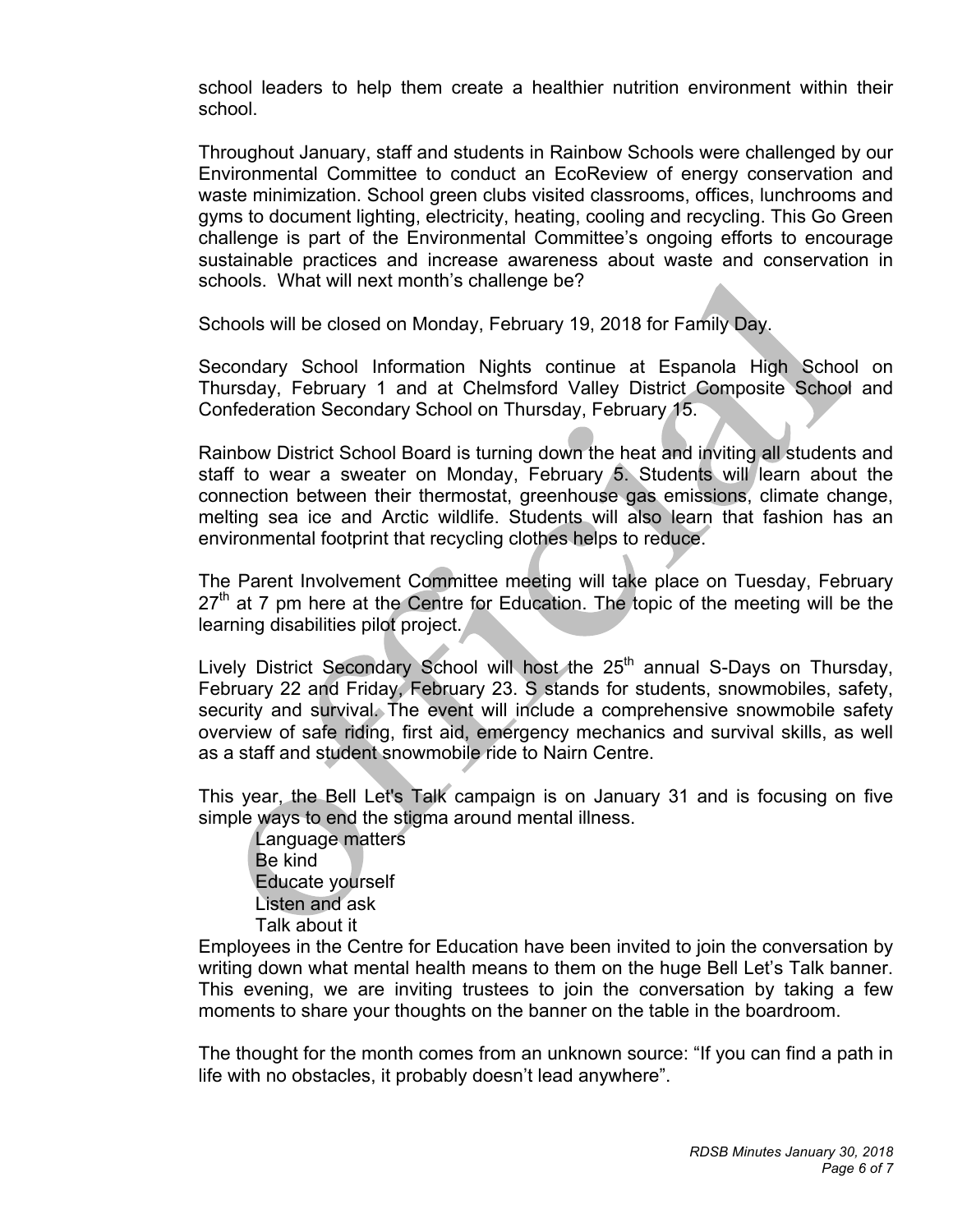school leaders to help them create a healthier nutrition environment within their school.

Throughout January, staff and students in Rainbow Schools were challenged by our Environmental Committee to conduct an EcoReview of energy conservation and waste minimization. School green clubs visited classrooms, offices, lunchrooms and gyms to document lighting, electricity, heating, cooling and recycling. This Go Green challenge is part of the Environmental Committee's ongoing efforts to encourage sustainable practices and increase awareness about waste and conservation in schools. What will next month's challenge be?

Schools will be closed on Monday, February 19, 2018 for Family Day.

Secondary School Information Nights continue at Espanola High School on Thursday, February 1 and at Chelmsford Valley District Composite School and Confederation Secondary School on Thursday, February 15.

Rainbow District School Board is turning down the heat and inviting all students and staff to wear a sweater on Monday, February 5. Students will learn about the connection between their thermostat, greenhouse gas emissions, climate change, melting sea ice and Arctic wildlife. Students will also learn that fashion has an environmental footprint that recycling clothes helps to reduce.

The Parent Involvement Committee meeting will take place on Tuesday, February 27th at 7 pm here at the Centre for Education. The topic of the meeting will be the learning disabilities pilot project.

Lively District Secondary School will host the 25th annual S-Days on Thursday, February 22 and Friday, February 23. S stands for students, snowmobiles, safety, security and survival. The event will include a comprehensive snowmobile safety overview of safe riding, first aid, emergency mechanics and survival skills, as well as a staff and student snowmobile ride to Nairn Centre.

This year, the Bell Let's Talk campaign is on January 31 and is focusing on five simple ways to end the stigma around mental illness.

- Language matters
- Be kind
- Educate yourself
- Listen and ask
- Talk about it

Employees in the Centre for Education have been invited to join the conversation by writing down what mental health means to them on the huge Bell Let's Talk banner. This evening, we are inviting trustees to join the conversation by taking a few moments to share your thoughts on the banner on the table in the boardroom.

The thought for the month comes from an unknown source: "If you can find a path in life with no obstacles, it probably doesn't lead anywhere".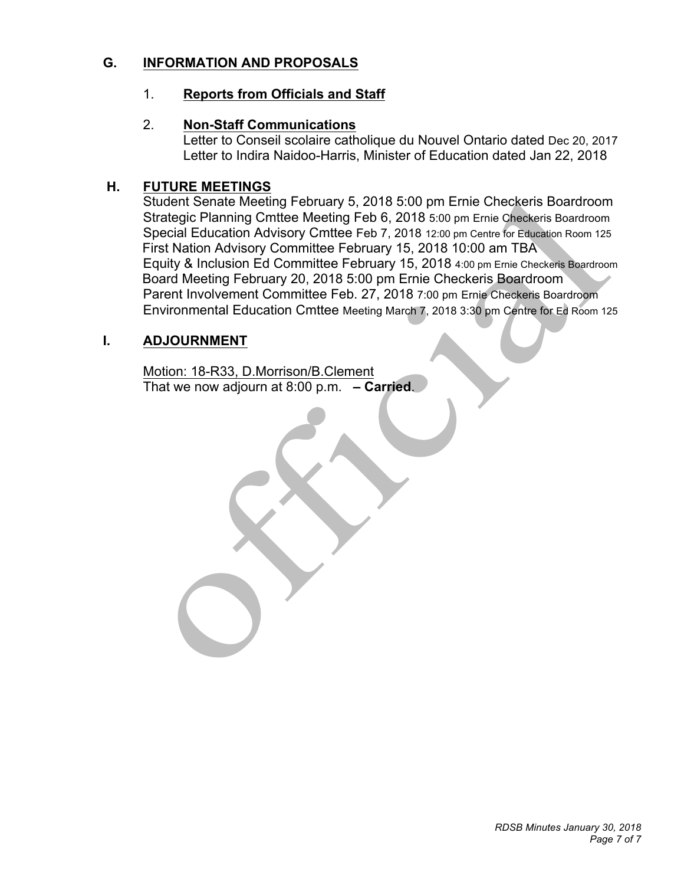## G. INFORMATION AND PROPOSALS

### 1. Reports from Officials and Staff

### 2. Non-Staff Communications

Letter to Conseil scolaire catholique du Nouvel Ontario dated Dec 20, 2017
Letter to Indira Naidoo-Harris, Minister of Education dated Jan 22, 2018

## H. FUTURE MEETINGS

Student Senate Meeting February 5, 2018 5:00 pm Ernie Checkeris Boardroom
Strategic Planning Cmttee Meeting Feb 6, 2018 5:00 pm Ernie Checkeris Boardroom
Special Education Advisory Cmttee Feb 7, 2018 12:00 pm Centre for Education Room 125
First Nation Advisory Committee February 15, 2018 10:00 am TBA
Equity & Inclusion Ed Committee February 15, 2018 4:00 pm Ernie Checkeris Boardroom
Board Meeting February 20, 2018 5:00 pm Ernie Checkeris Boardroom
Parent Involvement Committee Feb. 27, 2018 7:00 pm Ernie Checkeris Boardroom
Environmental Education Cmttee Meeting March 7, 2018 3:30 pm Centre for Ed Room 125

## I. ADJOURNMENT

Motion: 18-R33, D.Morrison/B.Clement
That we now adjourn at 8:00 p.m. **– Carried**.